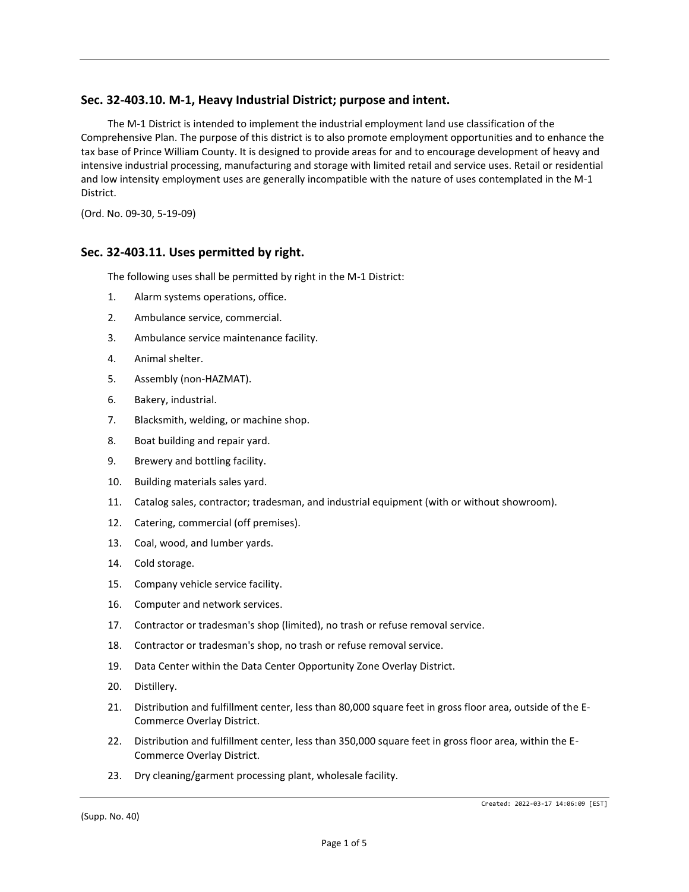## Sec. 32-403.10. M-1, Heavy Industrial District; purpose and intent.

The M-1 District is intended to implement the industrial employment land use classification of the Comprehensive Plan. The purpose of this district is to also promote employment opportunities and to enhance the tax base of Prince William County. It is designed to provide areas for and to encourage development of heavy and intensive industrial processing, manufacturing and storage with limited retail and service uses. Retail or residential and low intensity employment uses are generally incompatible with the nature of uses contemplated in the M-1 District.

(Ord. No. 09-30, 5-19-09)

## Sec. 32-403.11. Uses permitted by right.

The following uses shall be permitted by right in the M-1 District:

1. Alarm systems operations, office.
2. Ambulance service, commercial.
3. Ambulance service maintenance facility.
4. Animal shelter.
5. Assembly (non-HAZMAT).
6. Bakery, industrial.
7. Blacksmith, welding, or machine shop.
8. Boat building and repair yard.
9. Brewery and bottling facility.
10. Building materials sales yard.
11. Catalog sales, contractor; tradesman, and industrial equipment (with or without showroom).
12. Catering, commercial (off premises).
13. Coal, wood, and lumber yards.
14. Cold storage.
15. Company vehicle service facility.
16. Computer and network services.
17. Contractor or tradesman's shop (limited), no trash or refuse removal service.
18. Contractor or tradesman's shop, no trash or refuse removal service.
19. Data Center within the Data Center Opportunity Zone Overlay District.
20. Distillery.
21. Distribution and fulfillment center, less than 80,000 square feet in gross floor area, outside of the E-Commerce Overlay District.
22. Distribution and fulfillment center, less than 350,000 square feet in gross floor area, within the E-Commerce Overlay District.
23. Dry cleaning/garment processing plant, wholesale facility.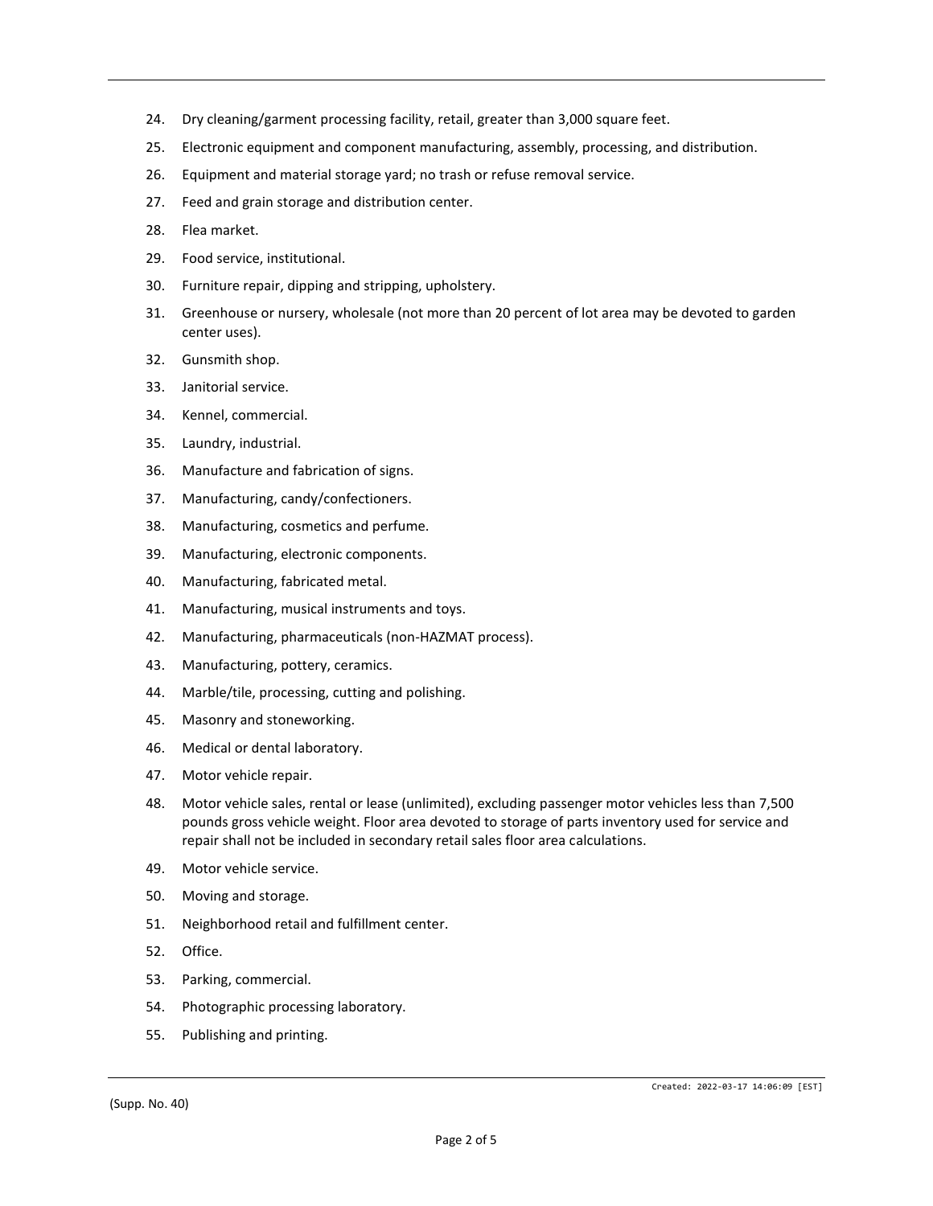24. Dry cleaning/garment processing facility, retail, greater than 3,000 square feet.
25. Electronic equipment and component manufacturing, assembly, processing, and distribution.
26. Equipment and material storage yard; no trash or refuse removal service.
27. Feed and grain storage and distribution center.
28. Flea market.
29. Food service, institutional.
30. Furniture repair, dipping and stripping, upholstery.
31. Greenhouse or nursery, wholesale (not more than 20 percent of lot area may be devoted to garden center uses).
32. Gunsmith shop.
33. Janitorial service.
34. Kennel, commercial.
35. Laundry, industrial.
36. Manufacture and fabrication of signs.
37. Manufacturing, candy/confectioners.
38. Manufacturing, cosmetics and perfume.
39. Manufacturing, electronic components.
40. Manufacturing, fabricated metal.
41. Manufacturing, musical instruments and toys.
42. Manufacturing, pharmaceuticals (non-HAZMAT process).
43. Manufacturing, pottery, ceramics.
44. Marble/tile, processing, cutting and polishing.
45. Masonry and stoneworking.
46. Medical or dental laboratory.
47. Motor vehicle repair.
48. Motor vehicle sales, rental or lease (unlimited), excluding passenger motor vehicles less than 7,500 pounds gross vehicle weight. Floor area devoted to storage of parts inventory used for service and repair shall not be included in secondary retail sales floor area calculations.
49. Motor vehicle service.
50. Moving and storage.
51. Neighborhood retail and fulfillment center.
52. Office.
53. Parking, commercial.
54. Photographic processing laboratory.
55. Publishing and printing.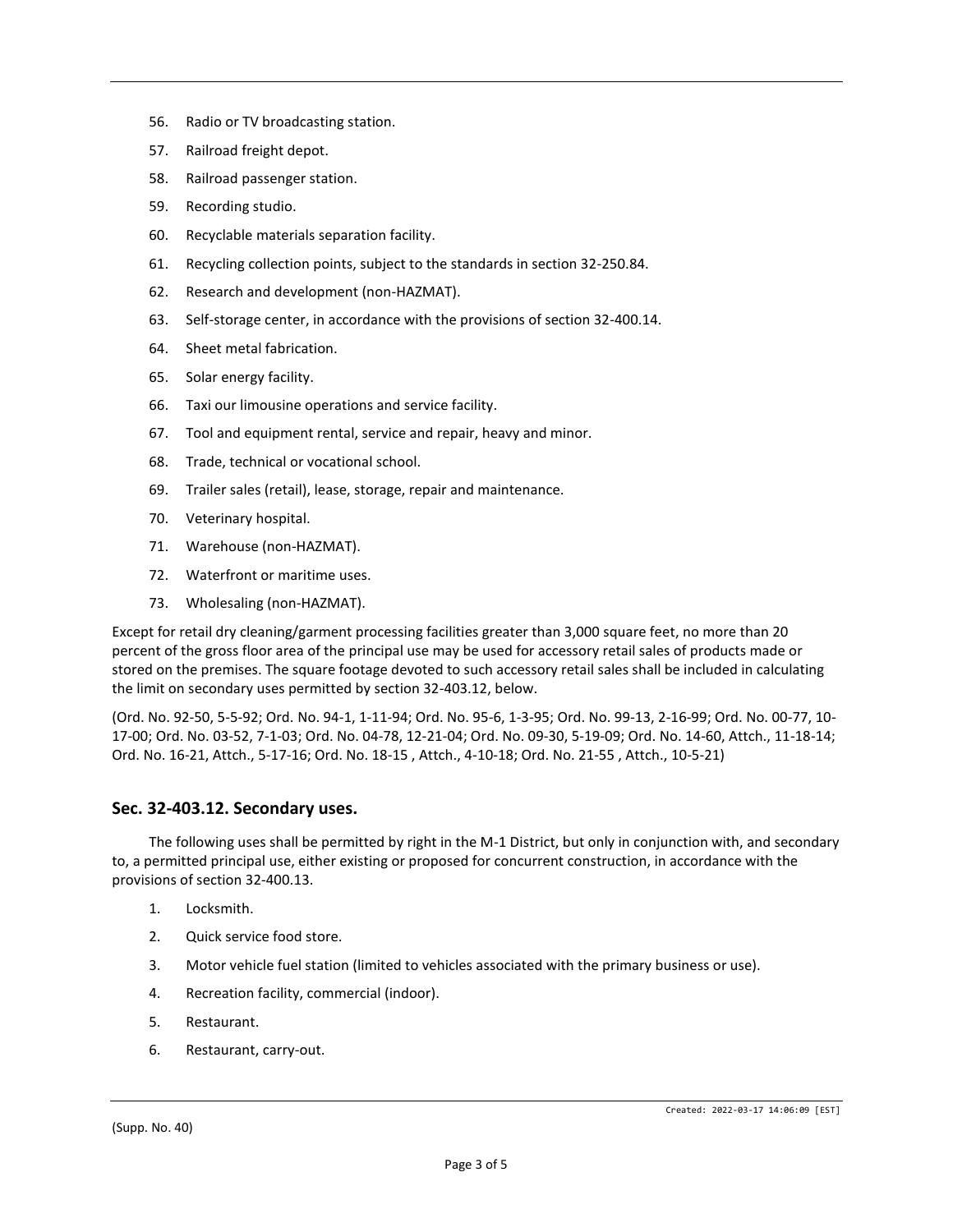56. Radio or TV broadcasting station.
57. Railroad freight depot.
58. Railroad passenger station.
59. Recording studio.
60. Recyclable materials separation facility.
61. Recycling collection points, subject to the standards in section 32-250.84.
62. Research and development (non-HAZMAT).
63. Self-storage center, in accordance with the provisions of section 32-400.14.
64. Sheet metal fabrication.
65. Solar energy facility.
66. Taxi our limousine operations and service facility.
67. Tool and equipment rental, service and repair, heavy and minor.
68. Trade, technical or vocational school.
69. Trailer sales (retail), lease, storage, repair and maintenance.
70. Veterinary hospital.
71. Warehouse (non-HAZMAT).
72. Waterfront or maritime uses.
73. Wholesaling (non-HAZMAT).

Except for retail dry cleaning/garment processing facilities greater than 3,000 square feet, no more than 20 percent of the gross floor area of the principal use may be used for accessory retail sales of products made or stored on the premises. The square footage devoted to such accessory retail sales shall be included in calculating the limit on secondary uses permitted by section 32-403.12, below.

(Ord. No. 92-50, 5-5-92; Ord. No. 94-1, 1-11-94; Ord. No. 95-6, 1-3-95; Ord. No. 99-13, 2-16-99; Ord. No. 00-77, 10-17-00; Ord. No. 03-52, 7-1-03; Ord. No. 04-78, 12-21-04; Ord. No. 09-30, 5-19-09; Ord. No. 14-60, Attch., 11-18-14; Ord. No. 16-21, Attch., 5-17-16; Ord. No. 18-15 , Attch., 4-10-18; Ord. No. 21-55 , Attch., 10-5-21)

## Sec. 32-403.12. Secondary uses.

The following uses shall be permitted by right in the M-1 District, but only in conjunction with, and secondary to, a permitted principal use, either existing or proposed for concurrent construction, in accordance with the provisions of section 32-400.13.

1. Locksmith.
2. Quick service food store.
3. Motor vehicle fuel station (limited to vehicles associated with the primary business or use).
4. Recreation facility, commercial (indoor).
5. Restaurant.
6. Restaurant, carry-out.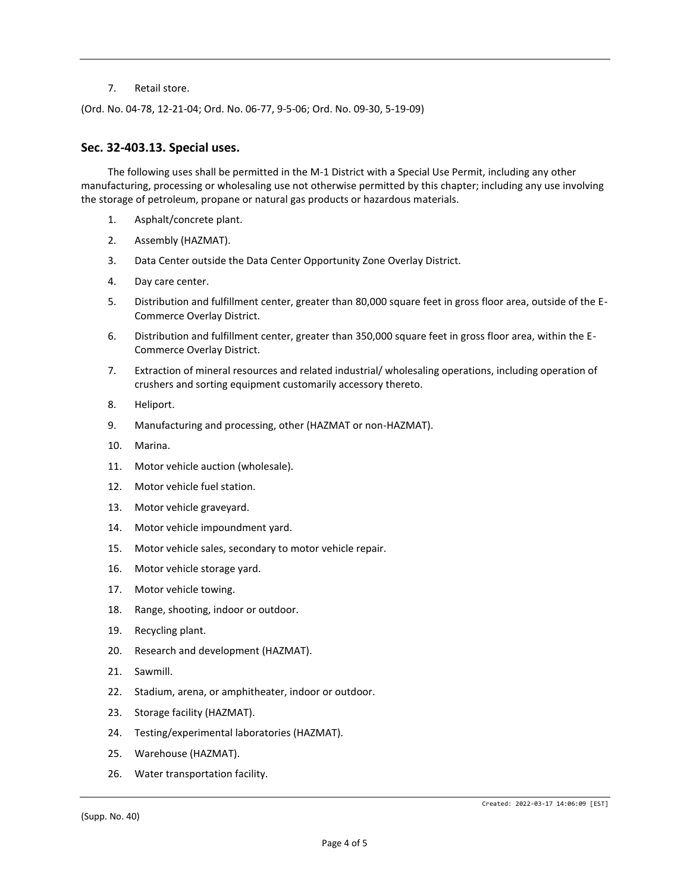7. Retail store.

(Ord. No. 04-78, 12-21-04; Ord. No. 06-77, 9-5-06; Ord. No. 09-30, 5-19-09)

## Sec. 32-403.13. Special uses.

The following uses shall be permitted in the M-1 District with a Special Use Permit, including any other manufacturing, processing or wholesaling use not otherwise permitted by this chapter; including any use involving the storage of petroleum, propane or natural gas products or hazardous materials.

1. Asphalt/concrete plant.
2. Assembly (HAZMAT).
3. Data Center outside the Data Center Opportunity Zone Overlay District.
4. Day care center.
5. Distribution and fulfillment center, greater than 80,000 square feet in gross floor area, outside of the E-Commerce Overlay District.
6. Distribution and fulfillment center, greater than 350,000 square feet in gross floor area, within the E-Commerce Overlay District.
7. Extraction of mineral resources and related industrial/ wholesaling operations, including operation of crushers and sorting equipment customarily accessory thereto.
8. Heliport.
9. Manufacturing and processing, other (HAZMAT or non-HAZMAT).
10. Marina.
11. Motor vehicle auction (wholesale).
12. Motor vehicle fuel station.
13. Motor vehicle graveyard.
14. Motor vehicle impoundment yard.
15. Motor vehicle sales, secondary to motor vehicle repair.
16. Motor vehicle storage yard.
17. Motor vehicle towing.
18. Range, shooting, indoor or outdoor.
19. Recycling plant.
20. Research and development (HAZMAT).
21. Sawmill.
22. Stadium, arena, or amphitheater, indoor or outdoor.
23. Storage facility (HAZMAT).
24. Testing/experimental laboratories (HAZMAT).
25. Warehouse (HAZMAT).
26. Water transportation facility.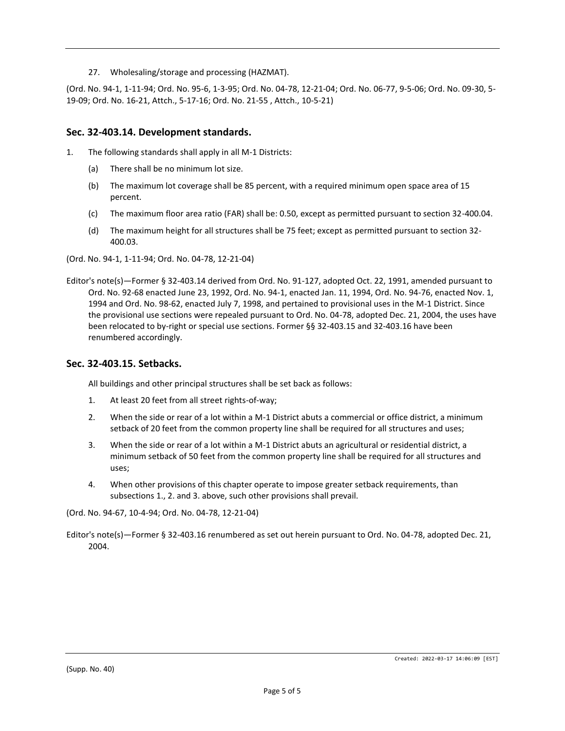27. Wholesaling/storage and processing (HAZMAT).

(Ord. No. 94-1, 1-11-94; Ord. No. 95-6, 1-3-95; Ord. No. 04-78, 12-21-04; Ord. No. 06-77, 9-5-06; Ord. No. 09-30, 5-19-09; Ord. No. 16-21, Attch., 5-17-16; Ord. No. 21-55 , Attch., 10-5-21)

## Sec. 32-403.14. Development standards.

1. The following standards shall apply in all M-1 Districts:
   - (a) There shall be no minimum lot size.
   - (b) The maximum lot coverage shall be 85 percent, with a required minimum open space area of 15 percent.
   - (c) The maximum floor area ratio (FAR) shall be: 0.50, except as permitted pursuant to section 32-400.04.
   - (d) The maximum height for all structures shall be 75 feet; except as permitted pursuant to section 32-400.03.

(Ord. No. 94-1, 1-11-94; Ord. No. 04-78, 12-21-04)

Editor's note(s)—Former § 32-403.14 derived from Ord. No. 91-127, adopted Oct. 22, 1991, amended pursuant to Ord. No. 92-68 enacted June 23, 1992, Ord. No. 94-1, enacted Jan. 11, 1994, Ord. No. 94-76, enacted Nov. 1, 1994 and Ord. No. 98-62, enacted July 7, 1998, and pertained to provisional uses in the M-1 District. Since the provisional use sections were repealed pursuant to Ord. No. 04-78, adopted Dec. 21, 2004, the uses have been relocated to by-right or special use sections. Former §§ 32-403.15 and 32-403.16 have been renumbered accordingly.

## Sec. 32-403.15. Setbacks.

All buildings and other principal structures shall be set back as follows:

1. At least 20 feet from all street rights-of-way;
2. When the side or rear of a lot within a M-1 District abuts a commercial or office district, a minimum setback of 20 feet from the common property line shall be required for all structures and uses;
3. When the side or rear of a lot within a M-1 District abuts an agricultural or residential district, a minimum setback of 50 feet from the common property line shall be required for all structures and uses;
4. When other provisions of this chapter operate to impose greater setback requirements, than subsections 1., 2. and 3. above, such other provisions shall prevail.

(Ord. No. 94-67, 10-4-94; Ord. No. 04-78, 12-21-04)

Editor's note(s)—Former § 32-403.16 renumbered as set out herein pursuant to Ord. No. 04-78, adopted Dec. 21, 2004.